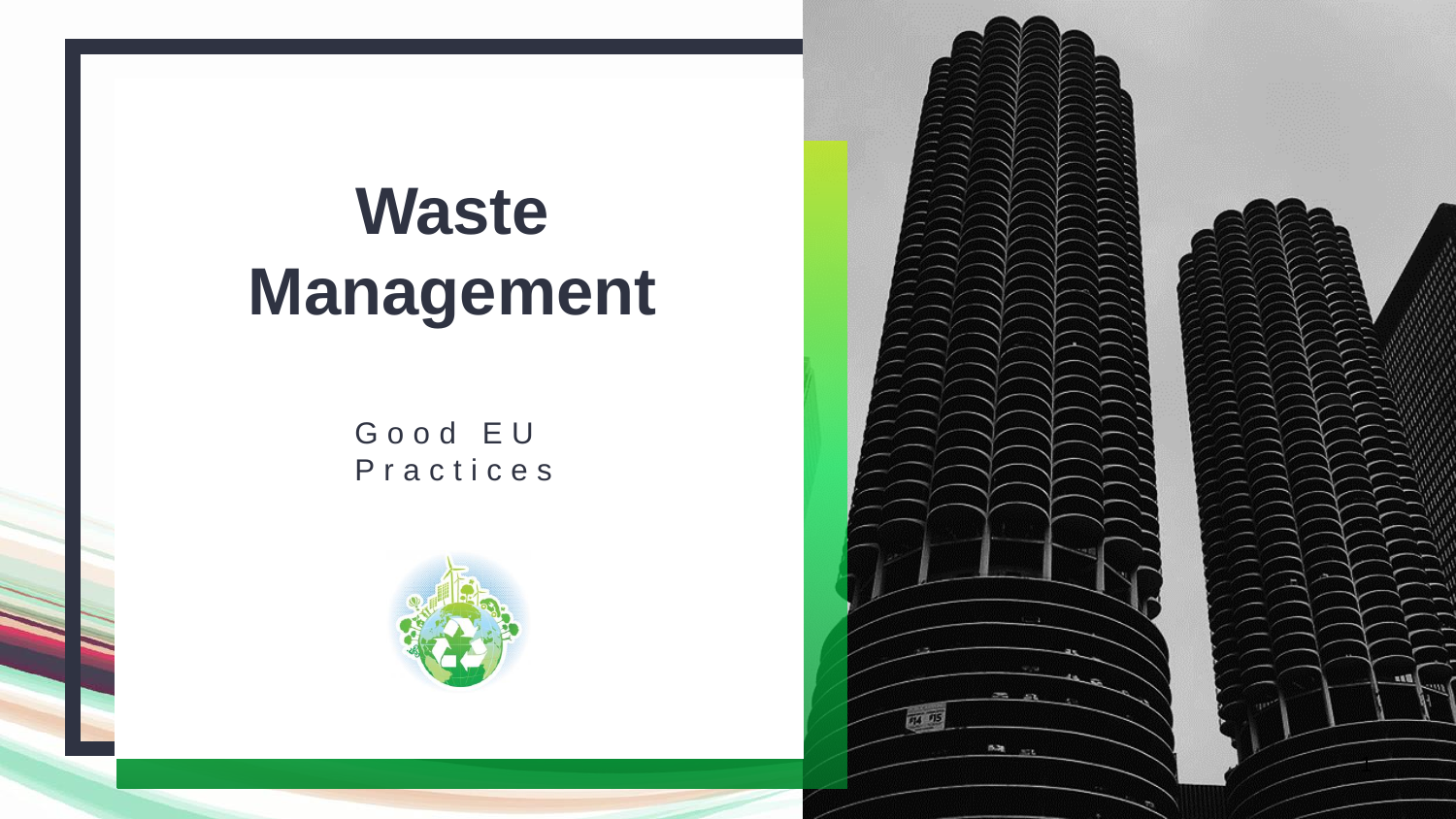# Waste Management

Good EU Practices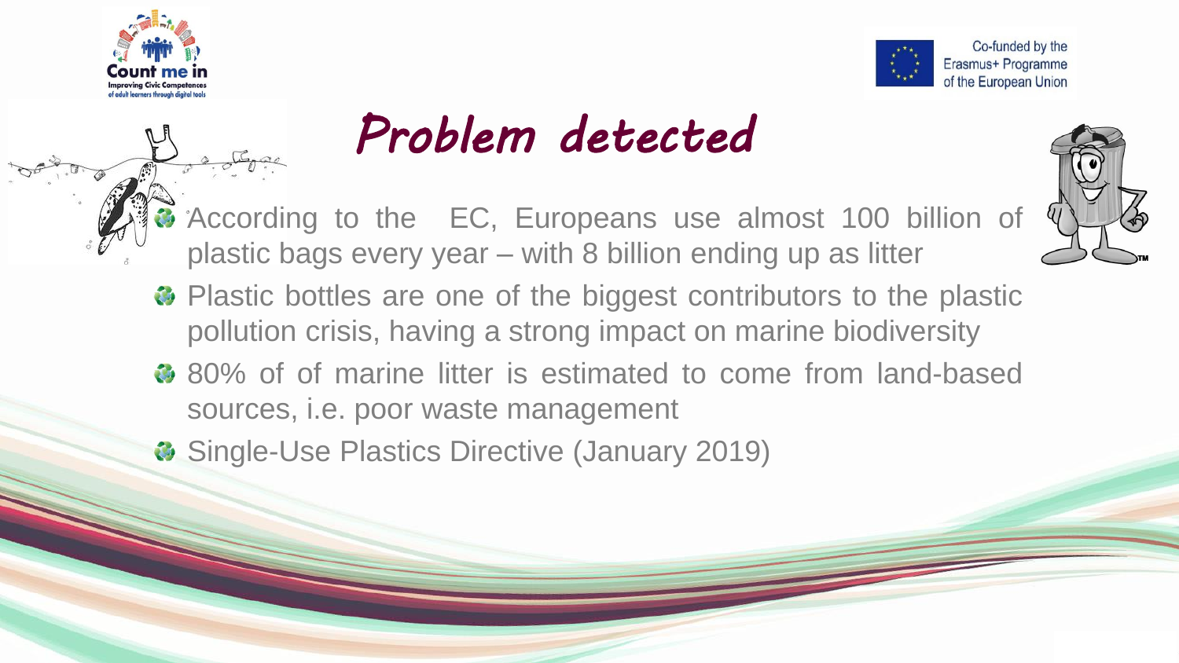# Problem detected

- According to the EC, Europeans use almost 100 billion of plastic bags every year – with 8 billion ending up as litter
- Plastic bottles are one of the biggest contributors to the plastic pollution crisis, having a strong impact on marine biodiversity
- 80% of of marine litter is estimated to come from land-based sources, i.e. poor waste management
- Single-Use Plastics Directive (January 2019)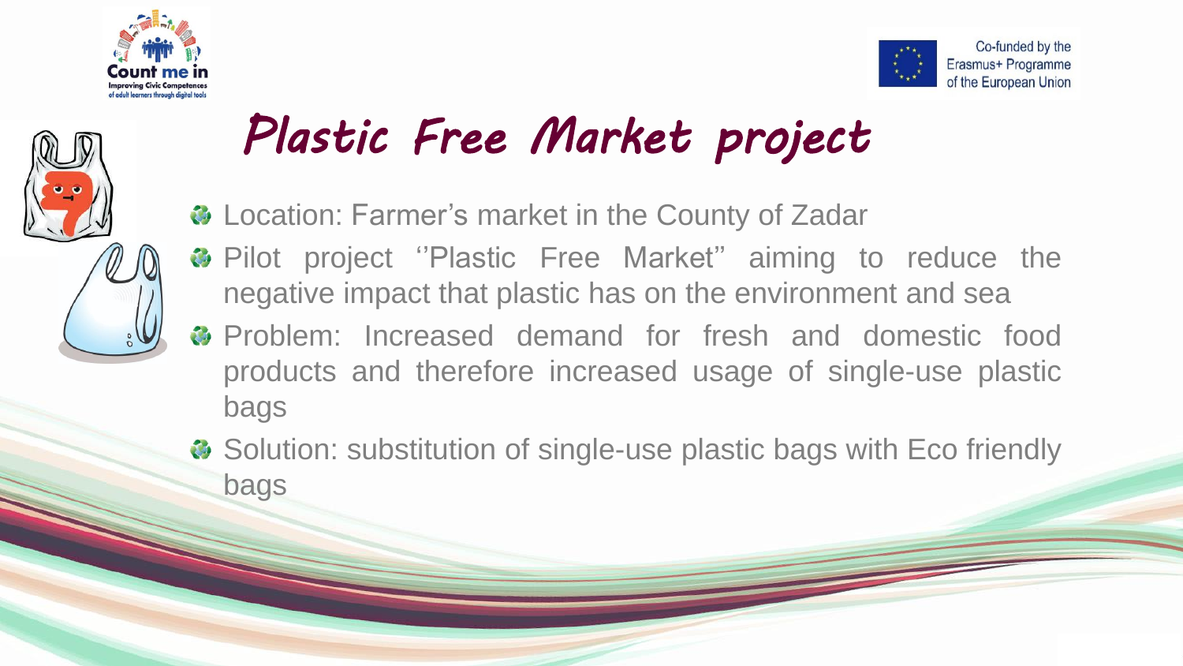# Plastic Free Market project

- Location: Farmer's market in the County of Zadar
- Pilot project ''Plastic Free Market'' aiming to reduce the negative impact that plastic has on the environment and sea
- Problem: Increased demand for fresh and domestic food products and therefore increased usage of single-use plastic bags
- Solution: substitution of single-use plastic bags with Eco friendly bags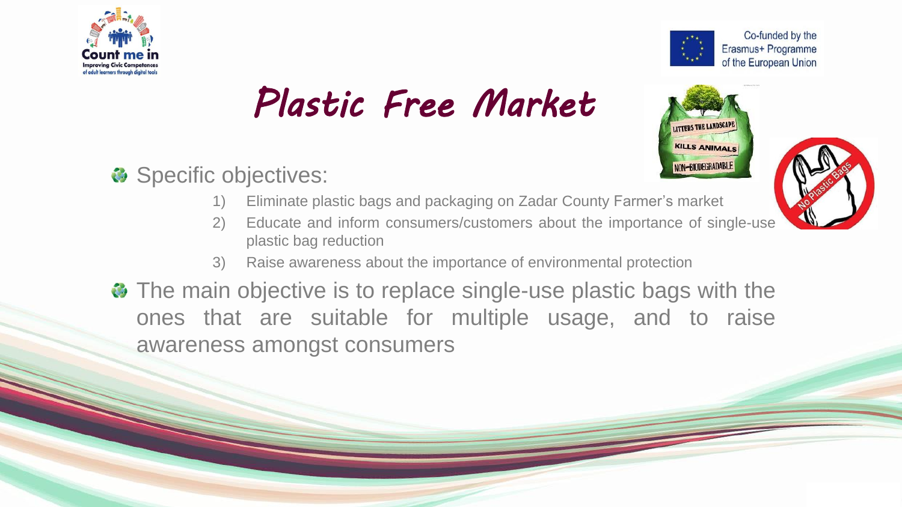# Plastic Free Market

- Specific objectives:
    1) Eliminate plastic bags and packaging on Zadar County Farmer's market
    2) Educate and inform consumers/customers about the importance of single-use plastic bag reduction
    3) Raise awareness about the importance of environmental protection
- The main objective is to replace single-use plastic bags with the ones that are suitable for multiple usage, and to raise awareness amongst consumers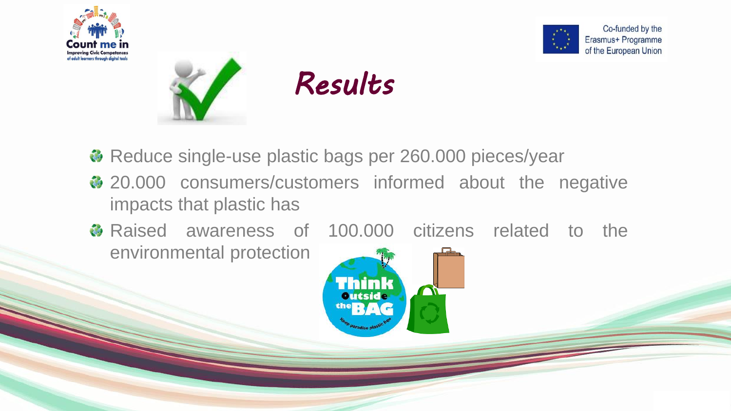# Results

- Reduce single-use plastic bags per 260.000 pieces/year
- 20.000 consumers/customers informed about the negative impacts that plastic has
- Raised awareness of 100.000 citizens related to the environmental protection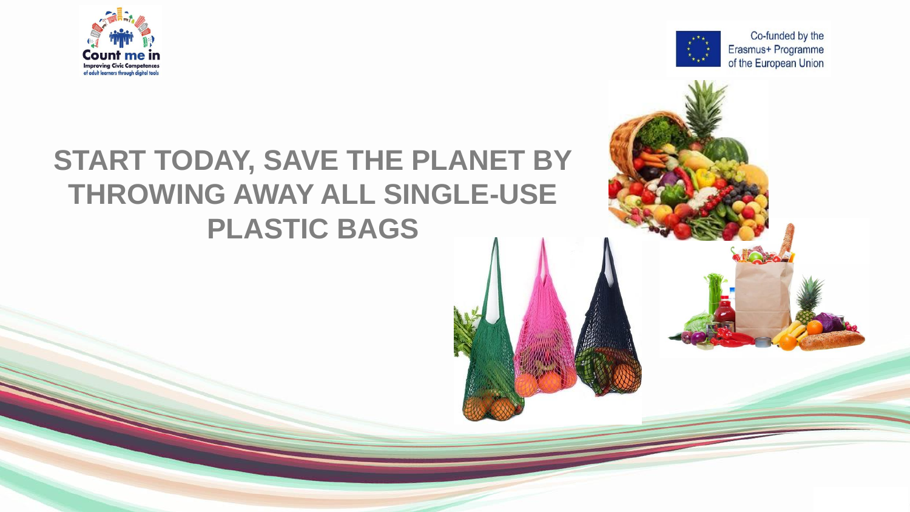# START TODAY, SAVE THE PLANET BY THROWING AWAY ALL SINGLE-USE PLASTIC BAGS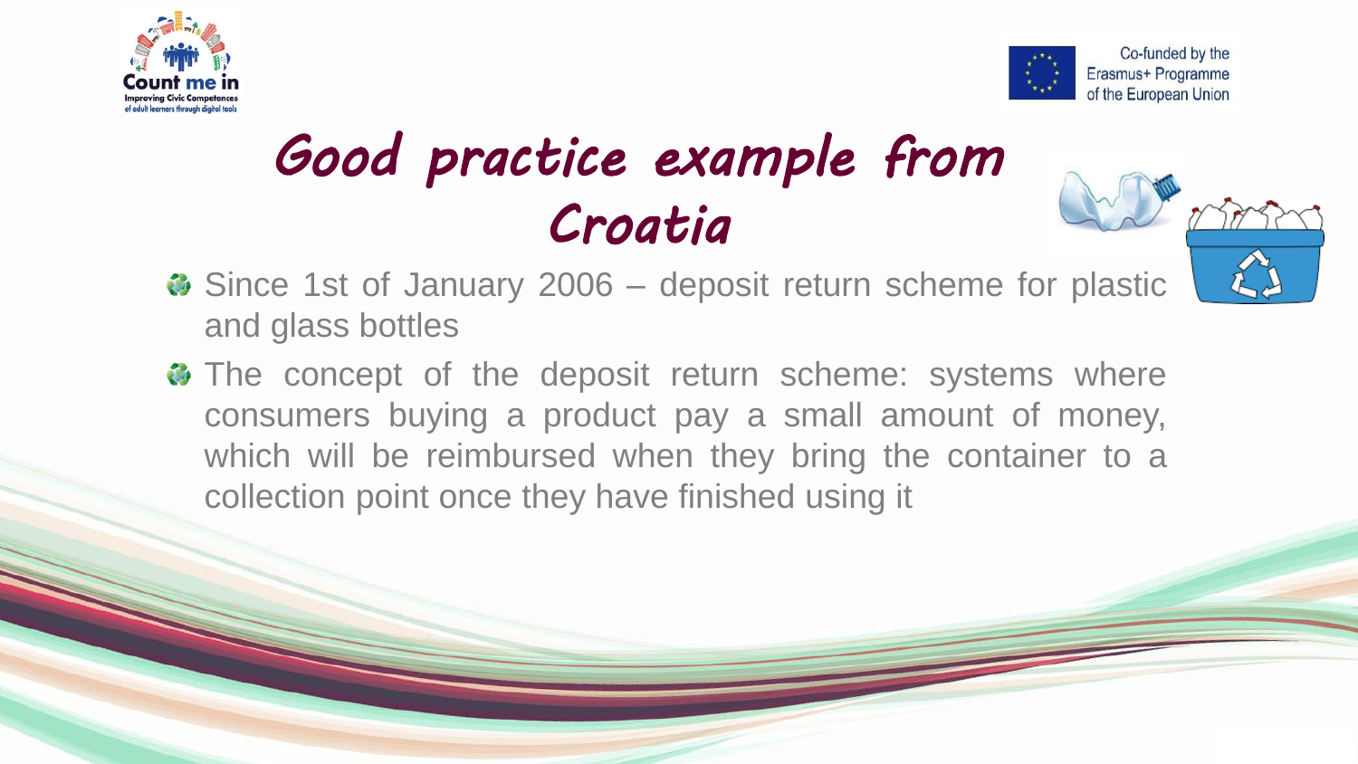# Good practice example from Croatia

- Since 1st of January 2006 – deposit return scheme for plastic and glass bottles
- The concept of the deposit return scheme: systems where consumers buying a product pay a small amount of money, which will be reimbursed when they bring the container to a collection point once they have finished using it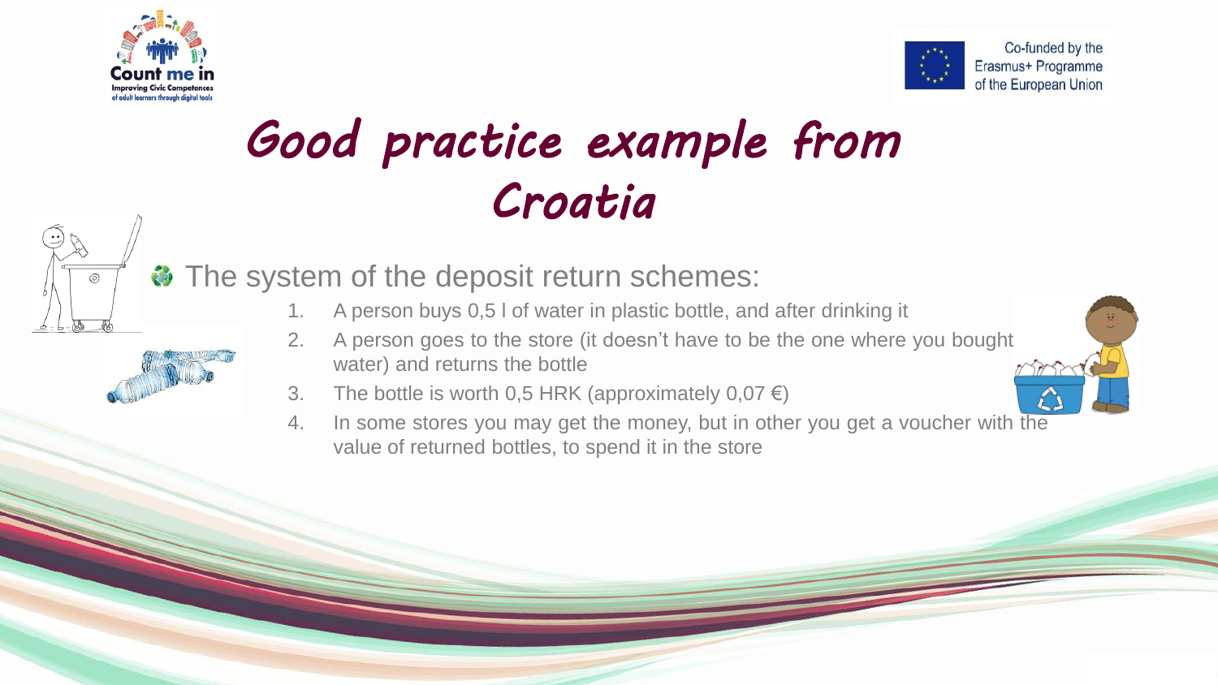# Good practice example from Croatia

- The system of the deposit return schemes:

  1. A person buys 0,5 l of water in plastic bottle, and after drinking it
  2. A person goes to the store (it doesn't have to be the one where you bought water) and returns the bottle
  3. The bottle is worth 0,5 HRK (approximately 0,07 €)
  4. In some stores you may get the money, but in other you get a voucher with the value of returned bottles, to spend it in the store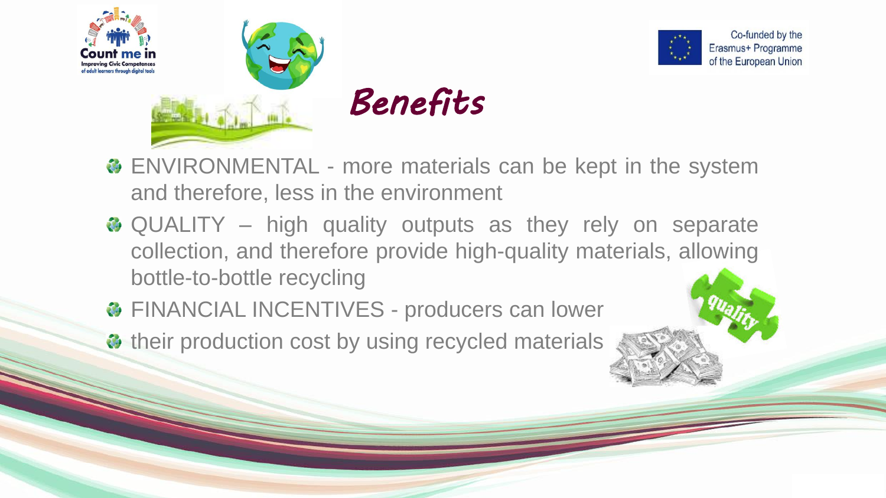# Benefits

- ENVIRONMENTAL - more materials can be kept in the system and therefore, less in the environment
- QUALITY – high quality outputs as they rely on separate collection, and therefore provide high-quality materials, allowing bottle-to-bottle recycling
- FINANCIAL INCENTIVES - producers can lower
- their production cost by using recycled materials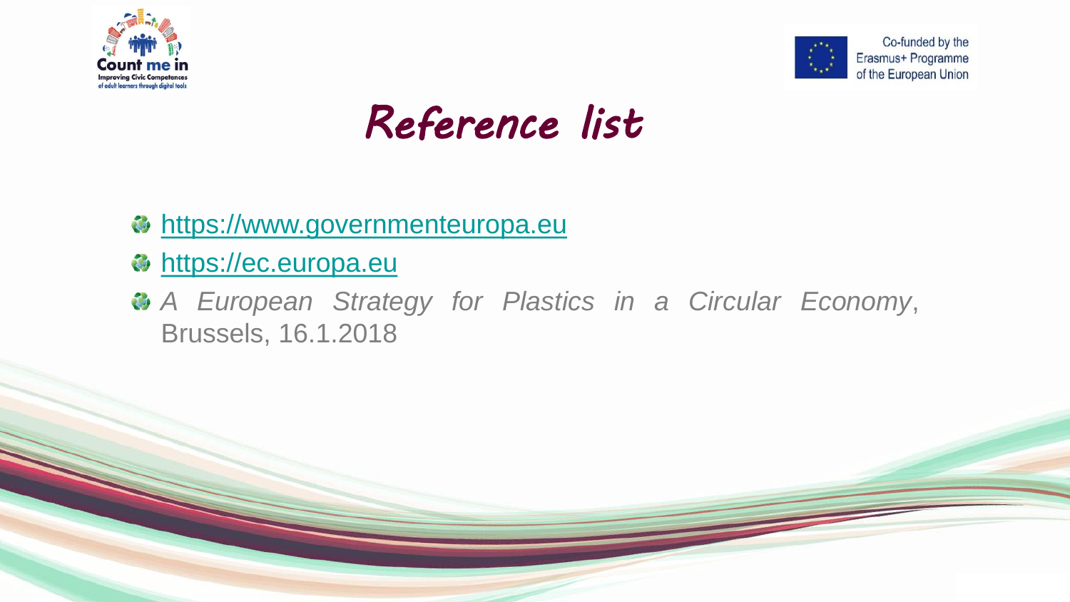# Reference list

- https://www.governmenteuropa.eu
- https://ec.europa.eu
- *A European Strategy for Plastics in a Circular Economy*, Brussels, 16.1.2018